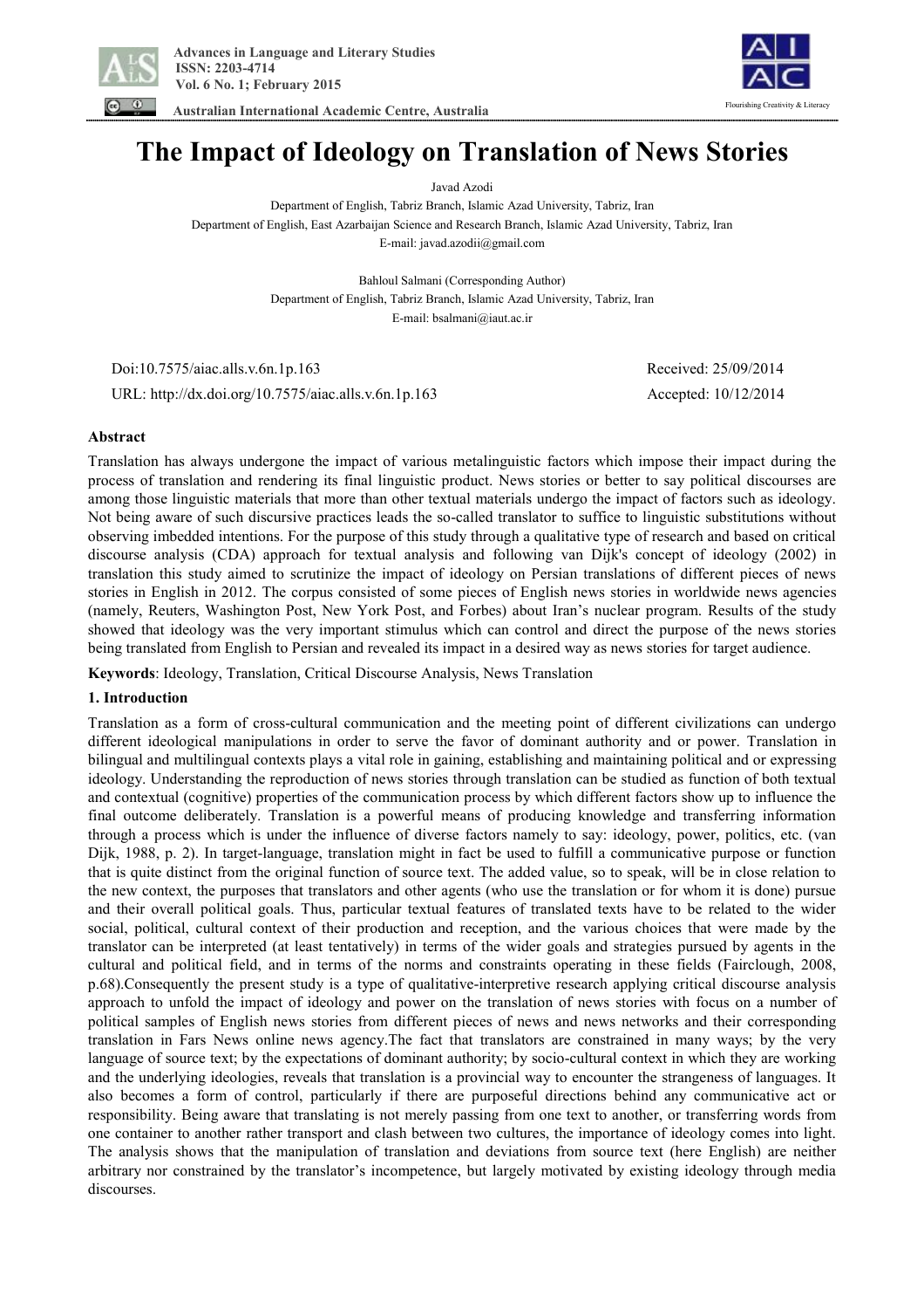# The Impact of Ideology on Translation of News Stories

Javad Azodi

Department of English, Tabriz Branch, Islamic Azad University, Tabriz, Iran

Department of English, East Azarbaijan Science and Research Branch, Islamic Azad University, Tabriz, Iran

E-mail: javad.azodii@gmail.com

Bahloul Salmani (Corresponding Author)

Department of English, Tabriz Branch, Islamic Azad University, Tabriz, Iran

E-mail: bsalmani@iaut.ac.ir

Doi:10.7575/aiac.alls.v.6n.1p.163 Received: 25/09/2014

URL: http://dx.doi.org/10.7575/aiac.alls.v.6n.1p.163 Accepted: 10/12/2014

## Abstract

Translation has always undergone the impact of various metalinguistic factors which impose their impact during the process of translation and rendering its final linguistic product. News stories or better to say political discourses are among those linguistic materials that more than other textual materials undergo the impact of factors such as ideology. Not being aware of such discursive practices leads the so-called translator to suffice to linguistic substitutions without observing imbedded intentions. For the purpose of this study through a qualitative type of research and based on critical discourse analysis (CDA) approach for textual analysis and following van Dijk's concept of ideology (2002) in translation this study aimed to scrutinize the impact of ideology on Persian translations of different pieces of news stories in English in 2012. The corpus consisted of some pieces of English news stories in worldwide news agencies (namely, Reuters, Washington Post, New York Post, and Forbes) about Iran's nuclear program. Results of the study showed that ideology was the very important stimulus which can control and direct the purpose of the news stories being translated from English to Persian and revealed its impact in a desired way as news stories for target audience.

**Keywords**: Ideology, Translation, Critical Discourse Analysis, News Translation

## 1. Introduction

Translation as a form of cross-cultural communication and the meeting point of different civilizations can undergo different ideological manipulations in order to serve the favor of dominant authority and or power. Translation in bilingual and multilingual contexts plays a vital role in gaining, establishing and maintaining political and or expressing ideology. Understanding the reproduction of news stories through translation can be studied as function of both textual and contextual (cognitive) properties of the communication process by which different factors show up to influence the final outcome deliberately. Translation is a powerful means of producing knowledge and transferring information through a process which is under the influence of diverse factors namely to say: ideology, power, politics, etc. (van Dijk, 1988, p. 2). In target-language, translation might in fact be used to fulfill a communicative purpose or function that is quite distinct from the original function of source text. The added value, so to speak, will be in close relation to the new context, the purposes that translators and other agents (who use the translation or for whom it is done) pursue and their overall political goals. Thus, particular textual features of translated texts have to be related to the wider social, political, cultural context of their production and reception, and the various choices that were made by the translator can be interpreted (at least tentatively) in terms of the wider goals and strategies pursued by agents in the cultural and political field, and in terms of the norms and constraints operating in these fields (Fairclough, 2008, p.68).Consequently the present study is a type of qualitative-interpretive research applying critical discourse analysis approach to unfold the impact of ideology and power on the translation of news stories with focus on a number of political samples of English news stories from different pieces of news and news networks and their corresponding translation in Fars News online news agency.The fact that translators are constrained in many ways; by the very language of source text; by the expectations of dominant authority; by socio-cultural context in which they are working and the underlying ideologies, reveals that translation is a provincial way to encounter the strangeness of languages. It also becomes a form of control, particularly if there are purposeful directions behind any communicative act or responsibility. Being aware that translating is not merely passing from one text to another, or transferring words from one container to another rather transport and clash between two cultures, the importance of ideology comes into light. The analysis shows that the manipulation of translation and deviations from source text (here English) are neither arbitrary nor constrained by the translator's incompetence, but largely motivated by existing ideology through media discourses.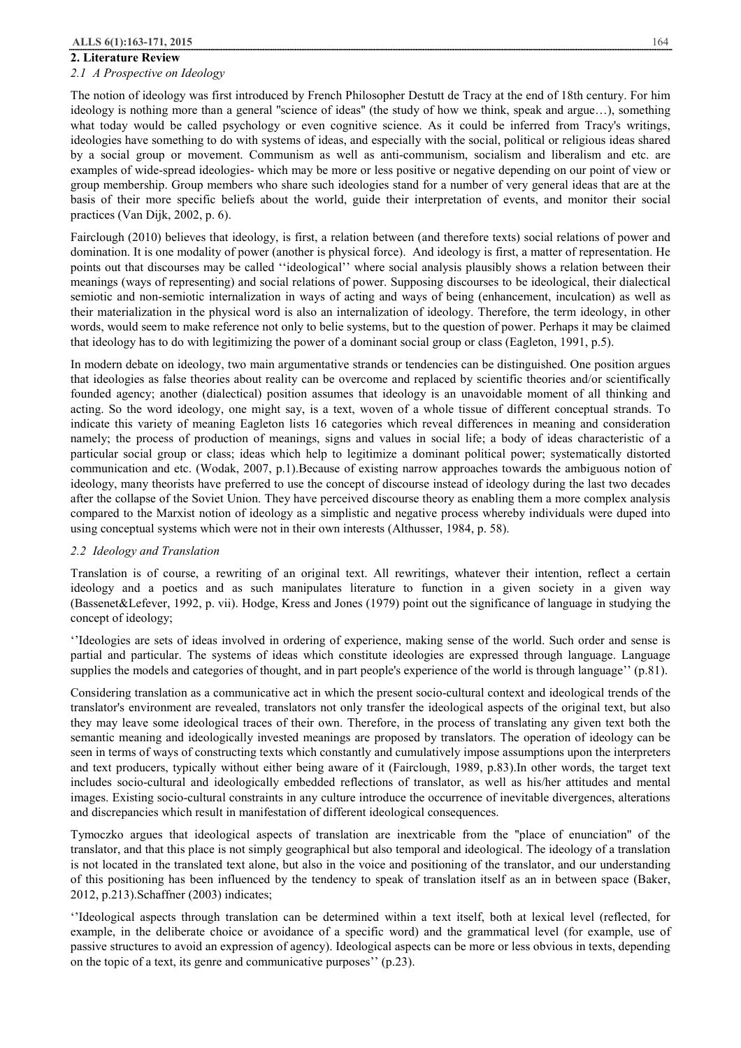## 2. Literature Review

### *2.1 A Prospective on Ideology*

The notion of ideology was first introduced by French Philosopher Destutt de Tracy at the end of 18th century. For him ideology is nothing more than a general "science of ideas" (the study of how we think, speak and argue…), something what today would be called psychology or even cognitive science. As it could be inferred from Tracy's writings, ideologies have something to do with systems of ideas, and especially with the social, political or religious ideas shared by a social group or movement. Communism as well as anti-communism, socialism and liberalism and etc. are examples of wide-spread ideologies- which may be more or less positive or negative depending on our point of view or group membership. Group members who share such ideologies stand for a number of very general ideas that are at the basis of their more specific beliefs about the world, guide their interpretation of events, and monitor their social practices (Van Dijk, 2002, p. 6).

Fairclough (2010) believes that ideology, is first, a relation between (and therefore texts) social relations of power and domination. It is one modality of power (another is physical force). And ideology is first, a matter of representation. He points out that discourses may be called ''ideological'' where social analysis plausibly shows a relation between their meanings (ways of representing) and social relations of power. Supposing discourses to be ideological, their dialectical semiotic and non-semiotic internalization in ways of acting and ways of being (enhancement, inculcation) as well as their materialization in the physical word is also an internalization of ideology. Therefore, the term ideology, in other words, would seem to make reference not only to belie systems, but to the question of power. Perhaps it may be claimed that ideology has to do with legitimizing the power of a dominant social group or class (Eagleton, 1991, p.5).

In modern debate on ideology, two main argumentative strands or tendencies can be distinguished. One position argues that ideologies as false theories about reality can be overcome and replaced by scientific theories and/or scientifically founded agency; another (dialectical) position assumes that ideology is an unavoidable moment of all thinking and acting. So the word ideology, one might say, is a text, woven of a whole tissue of different conceptual strands. To indicate this variety of meaning Eagleton lists 16 categories which reveal differences in meaning and consideration namely; the process of production of meanings, signs and values in social life; a body of ideas characteristic of a particular social group or class; ideas which help to legitimize a dominant political power; systematically distorted communication and etc. (Wodak, 2007, p.1).Because of existing narrow approaches towards the ambiguous notion of ideology, many theorists have preferred to use the concept of discourse instead of ideology during the last two decades after the collapse of the Soviet Union. They have perceived discourse theory as enabling them a more complex analysis compared to the Marxist notion of ideology as a simplistic and negative process whereby individuals were duped into using conceptual systems which were not in their own interests (Althusser, 1984, p. 58).

### *2.2 Ideology and Translation*

Translation is of course, a rewriting of an original text. All rewritings, whatever their intention, reflect a certain ideology and a poetics and as such manipulates literature to function in a given society in a given way (Bassenet&Lefever, 1992, p. vii). Hodge, Kress and Jones (1979) point out the significance of language in studying the concept of ideology;

''Ideologies are sets of ideas involved in ordering of experience, making sense of the world. Such order and sense is partial and particular. The systems of ideas which constitute ideologies are expressed through language. Language supplies the models and categories of thought, and in part people's experience of the world is through language'' (p.81).

Considering translation as a communicative act in which the present socio-cultural context and ideological trends of the translator's environment are revealed, translators not only transfer the ideological aspects of the original text, but also they may leave some ideological traces of their own. Therefore, in the process of translating any given text both the semantic meaning and ideologically invested meanings are proposed by translators. The operation of ideology can be seen in terms of ways of constructing texts which constantly and cumulatively impose assumptions upon the interpreters and text producers, typically without either being aware of it (Fairclough, 1989, p.83).In other words, the target text includes socio-cultural and ideologically embedded reflections of translator, as well as his/her attitudes and mental images. Existing socio-cultural constraints in any culture introduce the occurrence of inevitable divergences, alterations and discrepancies which result in manifestation of different ideological consequences.

Tymoczko argues that ideological aspects of translation are inextricable from the "place of enunciation" of the translator, and that this place is not simply geographical but also temporal and ideological. The ideology of a translation is not located in the translated text alone, but also in the voice and positioning of the translator, and our understanding of this positioning has been influenced by the tendency to speak of translation itself as an in between space (Baker, 2012, p.213).Schaffner (2003) indicates;

''Ideological aspects through translation can be determined within a text itself, both at lexical level (reflected, for example, in the deliberate choice or avoidance of a specific word) and the grammatical level (for example, use of passive structures to avoid an expression of agency). Ideological aspects can be more or less obvious in texts, depending on the topic of a text, its genre and communicative purposes'' (p.23).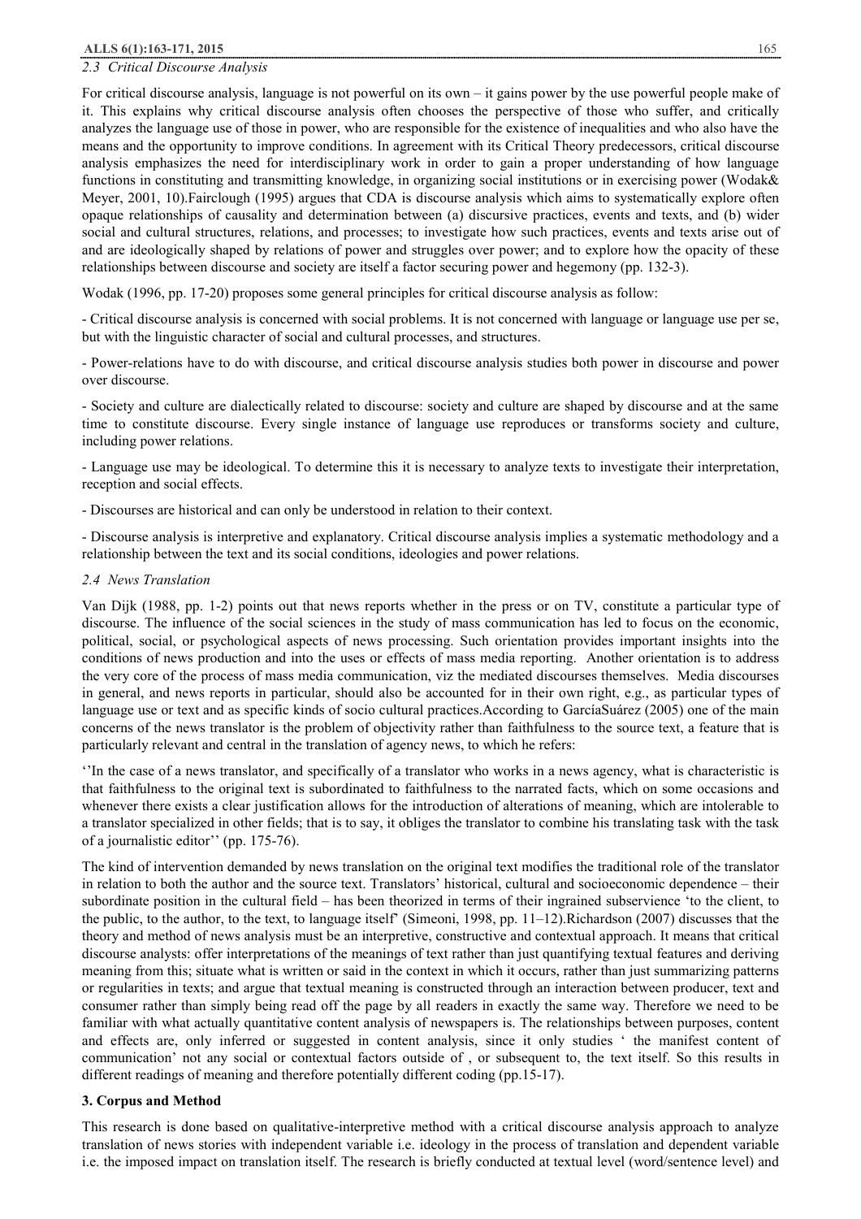### *2.3 Critical Discourse Analysis*

For critical discourse analysis, language is not powerful on its own – it gains power by the use powerful people make of it. This explains why critical discourse analysis often chooses the perspective of those who suffer, and critically analyzes the language use of those in power, who are responsible for the existence of inequalities and who also have the means and the opportunity to improve conditions. In agreement with its Critical Theory predecessors, critical discourse analysis emphasizes the need for interdisciplinary work in order to gain a proper understanding of how language functions in constituting and transmitting knowledge, in organizing social institutions or in exercising power (Wodak& Meyer, 2001, 10).Fairclough (1995) argues that CDA is discourse analysis which aims to systematically explore often opaque relationships of causality and determination between (a) discursive practices, events and texts, and (b) wider social and cultural structures, relations, and processes; to investigate how such practices, events and texts arise out of and are ideologically shaped by relations of power and struggles over power; and to explore how the opacity of these relationships between discourse and society are itself a factor securing power and hegemony (pp. 132-3).

Wodak (1996, pp. 17-20) proposes some general principles for critical discourse analysis as follow:

- Critical discourse analysis is concerned with social problems. It is not concerned with language or language use per se, but with the linguistic character of social and cultural processes, and structures.

- Power-relations have to do with discourse, and critical discourse analysis studies both power in discourse and power over discourse.

- Society and culture are dialectically related to discourse: society and culture are shaped by discourse and at the same time to constitute discourse. Every single instance of language use reproduces or transforms society and culture, including power relations.

- Language use may be ideological. To determine this it is necessary to analyze texts to investigate their interpretation, reception and social effects.

- Discourses are historical and can only be understood in relation to their context.

- Discourse analysis is interpretive and explanatory. Critical discourse analysis implies a systematic methodology and a relationship between the text and its social conditions, ideologies and power relations.

### *2.4 News Translation*

Van Dijk (1988, pp. 1-2) points out that news reports whether in the press or on TV, constitute a particular type of discourse. The influence of the social sciences in the study of mass communication has led to focus on the economic, political, social, or psychological aspects of news processing. Such orientation provides important insights into the conditions of news production and into the uses or effects of mass media reporting. Another orientation is to address the very core of the process of mass media communication, viz the mediated discourses themselves. Media discourses in general, and news reports in particular, should also be accounted for in their own right, e.g., as particular types of language use or text and as specific kinds of socio cultural practices.According to GarcíaSuárez (2005) one of the main concerns of the news translator is the problem of objectivity rather than faithfulness to the source text, a feature that is particularly relevant and central in the translation of agency news, to which he refers:

''In the case of a news translator, and specifically of a translator who works in a news agency, what is characteristic is that faithfulness to the original text is subordinated to faithfulness to the narrated facts, which on some occasions and whenever there exists a clear justification allows for the introduction of alterations of meaning, which are intolerable to a translator specialized in other fields; that is to say, it obliges the translator to combine his translating task with the task of a journalistic editor'' (pp. 175-76).

The kind of intervention demanded by news translation on the original text modifies the traditional role of the translator in relation to both the author and the source text. Translators' historical, cultural and socioeconomic dependence – their subordinate position in the cultural field – has been theorized in terms of their ingrained subservience 'to the client, to the public, to the author, to the text, to language itself' (Simeoni, 1998, pp. 11–12).Richardson (2007) discusses that the theory and method of news analysis must be an interpretive, constructive and contextual approach. It means that critical discourse analysts: offer interpretations of the meanings of text rather than just quantifying textual features and deriving meaning from this; situate what is written or said in the context in which it occurs, rather than just summarizing patterns or regularities in texts; and argue that textual meaning is constructed through an interaction between producer, text and consumer rather than simply being read off the page by all readers in exactly the same way. Therefore we need to be familiar with what actually quantitative content analysis of newspapers is. The relationships between purposes, content and effects are, only inferred or suggested in content analysis, since it only studies ' the manifest content of communication' not any social or contextual factors outside of , or subsequent to, the text itself. So this results in different readings of meaning and therefore potentially different coding (pp.15-17).

## **3. Corpus and Method**

This research is done based on qualitative-interpretive method with a critical discourse analysis approach to analyze translation of news stories with independent variable i.e. ideology in the process of translation and dependent variable i.e. the imposed impact on translation itself. The research is briefly conducted at textual level (word/sentence level) and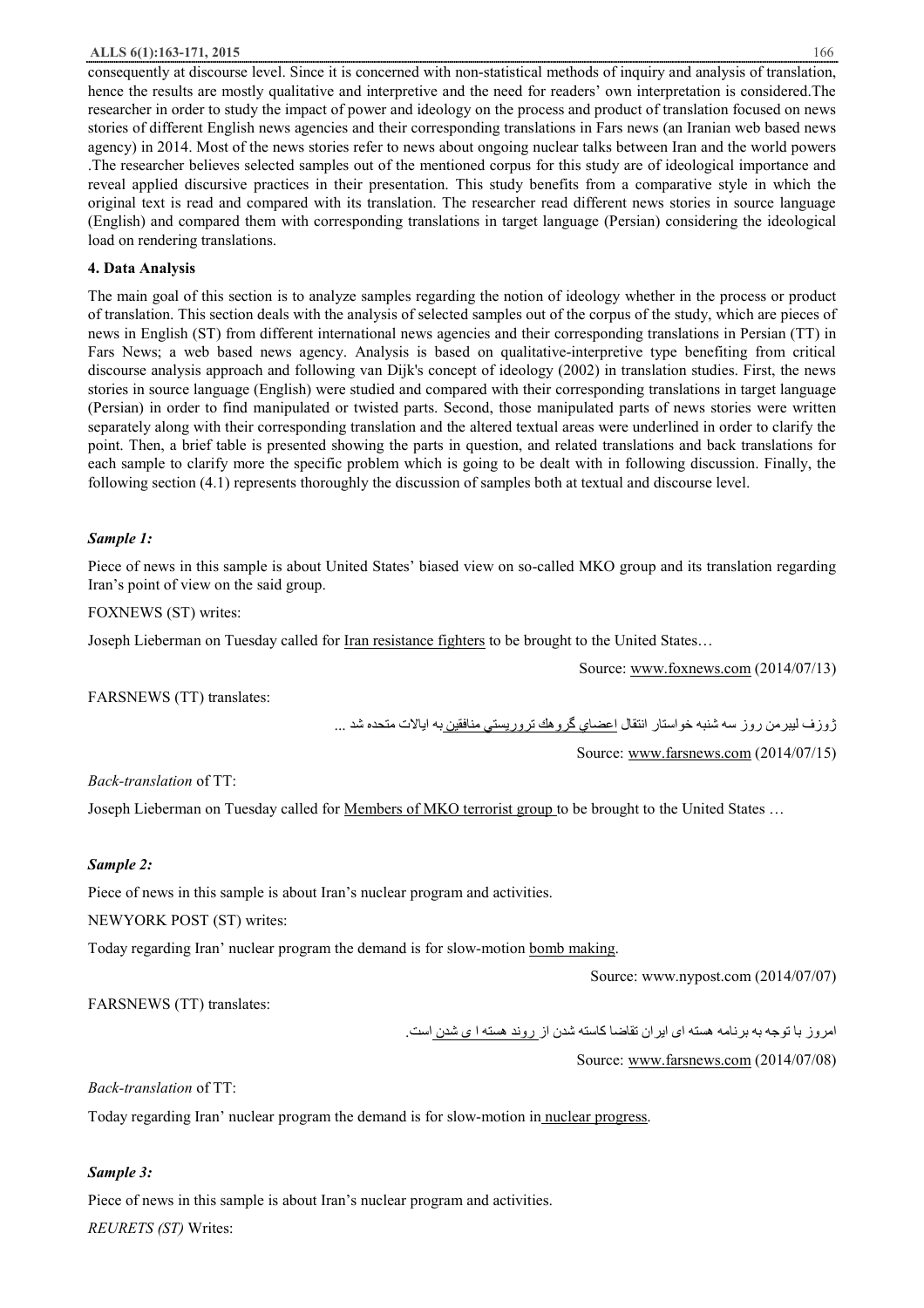consequently at discourse level. Since it is concerned with non-statistical methods of inquiry and analysis of translation, hence the results are mostly qualitative and interpretive and the need for readers' own interpretation is considered.The researcher in order to study the impact of power and ideology on the process and product of translation focused on news stories of different English news agencies and their corresponding translations in Fars news (an Iranian web based news agency) in 2014. Most of the news stories refer to news about ongoing nuclear talks between Iran and the world powers .The researcher believes selected samples out of the mentioned corpus for this study are of ideological importance and reveal applied discursive practices in their presentation. This study benefits from a comparative style in which the original text is read and compared with its translation. The researcher read different news stories in source language (English) and compared them with corresponding translations in target language (Persian) considering the ideological load on rendering translations.

## 4. Data Analysis

The main goal of this section is to analyze samples regarding the notion of ideology whether in the process or product of translation. This section deals with the analysis of selected samples out of the corpus of the study, which are pieces of news in English (ST) from different international news agencies and their corresponding translations in Persian (TT) in Fars News; a web based news agency. Analysis is based on qualitative-interpretive type benefiting from critical discourse analysis approach and following van Dijk's concept of ideology (2002) in translation studies. First, the news stories in source language (English) were studied and compared with their corresponding translations in target language (Persian) in order to find manipulated or twisted parts. Second, those manipulated parts of news stories were written separately along with their corresponding translation and the altered textual areas were underlined in order to clarify the point. Then, a brief table is presented showing the parts in question, and related translations and back translations for each sample to clarify more the specific problem which is going to be dealt with in following discussion. Finally, the following section (4.1) represents thoroughly the discussion of samples both at textual and discourse level.

*Sample 1:*

Piece of news in this sample is about United States' biased view on so-called MKO group and its translation regarding Iran's point of view on the said group.

FOXNEWS (ST) writes:

Joseph Lieberman on Tuesday called for <u>Iran resistance fighters</u> to be brought to the United States…

Source: www.foxnews.com (2014/07/13)

FARSNEWS (TT) translates:

ژوزف ليبرمن روز سه شنبه خواستار انتقال <u>اعضاي گروهك تروريستي منافقين</u> به ايالات متحده شد ...

Source: www.farsnews.com (2014/07/15)

*Back-translation* of TT:

Joseph Lieberman on Tuesday called for <u>Members of MKO terrorist group</u> to be brought to the United States …

*Sample 2:*

Piece of news in this sample is about Iran's nuclear program and activities.

NEWYORK POST (ST) writes:

Today regarding Iran' nuclear program the demand is for slow-motion <u>bomb making</u>.

Source: www.nypost.com (2014/07/07)

FARSNEWS (TT) translates:

امروز با توجه به برنامه هسته ای ایران تقاضا کاسته شدن از <u>روند هسته ا ی شدن</u> است.

Source: www.farsnews.com (2014/07/08)

*Back-translation* of TT:

Today regarding Iran' nuclear program the demand is for slow-motion in <u>nuclear progress</u>.

*Sample 3:*

Piece of news in this sample is about Iran's nuclear program and activities.

*REURETS (ST)* Writes: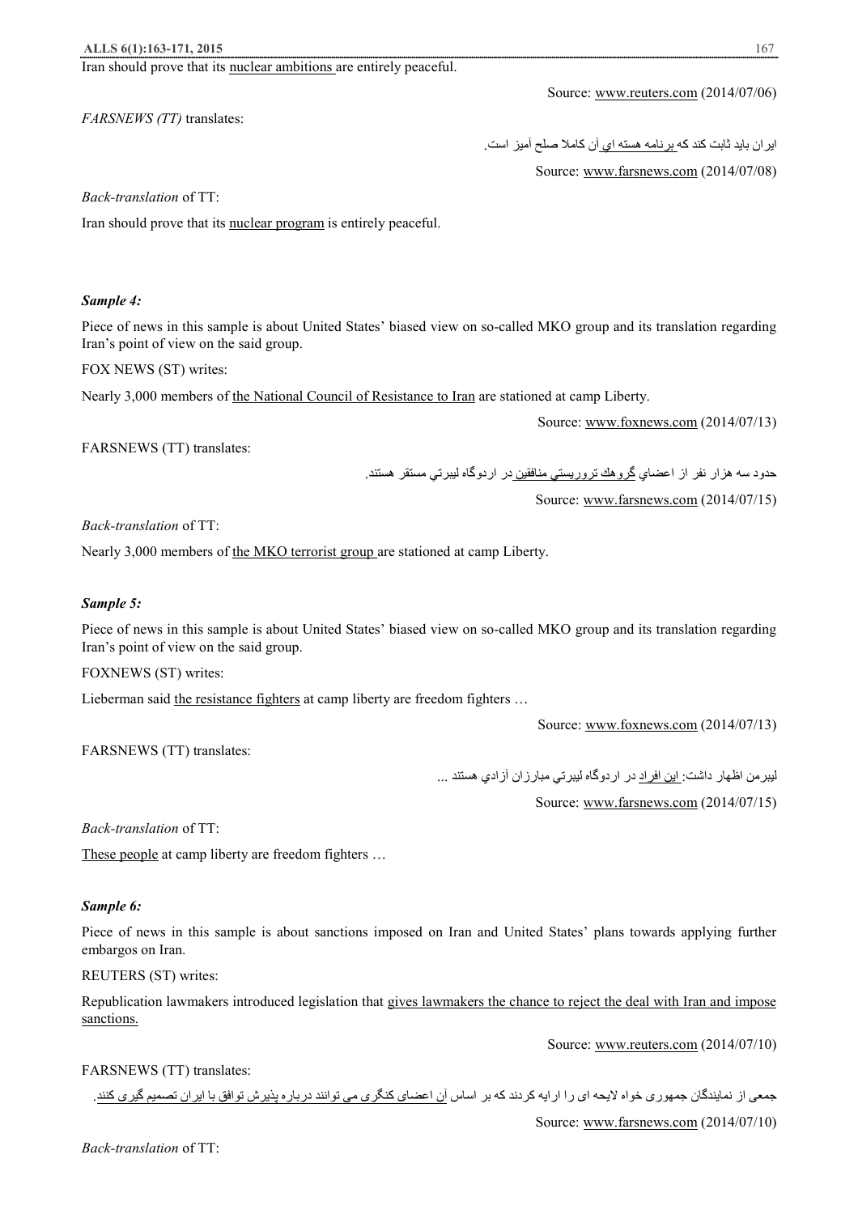Iran should prove that its nuclear ambitions are entirely peaceful.

Source: www.reuters.com (2014/07/06)

*FARSNEWS (TT)* translates:

ایران باید ثابت کند که برنامه هسته اي آن کاملا صلح آمیز است.

Source: www.farsnews.com (2014/07/08)

*Back-translation* of TT:

Iran should prove that its nuclear program is entirely peaceful.

***Sample 4:***

Piece of news in this sample is about United States' biased view on so-called MKO group and its translation regarding Iran's point of view on the said group.

FOX NEWS (ST) writes:

Nearly 3,000 members of the National Council of Resistance to Iran are stationed at camp Liberty.

Source: www.foxnews.com (2014/07/13)

FARSNEWS (TT) translates:

حدود سه هزار نفر از اعضاي گروهك تروريستي منافقين در اردوگاه ليبرتي مستقر هستند.

Source: www.farsnews.com (2014/07/15)

*Back-translation* of TT:

Nearly 3,000 members of the MKO terrorist group are stationed at camp Liberty.

***Sample 5:***

Piece of news in this sample is about United States' biased view on so-called MKO group and its translation regarding Iran's point of view on the said group.

FOXNEWS (ST) writes:

Lieberman said the resistance fighters at camp liberty are freedom fighters …

Source: www.foxnews.com (2014/07/13)

FARSNEWS (TT) translates:

ليبرمن اظهار داشت: اين افراد در اردوگاه ليبرتي مبارزان آزادي هستند ...

Source: www.farsnews.com (2014/07/15)

*Back-translation* of TT:

These people at camp liberty are freedom fighters …

***Sample 6:***

Piece of news in this sample is about sanctions imposed on Iran and United States' plans towards applying further embargos on Iran.

REUTERS (ST) writes:

Republication lawmakers introduced legislation that gives lawmakers the chance to reject the deal with Iran and impose sanctions.

Source: www.reuters.com (2014/07/10)

FARSNEWS (TT) translates:

جمعی از نمایندگان جمهوری خواه لایحه ای را ارایه کردند که بر اساس آن اعضای کنگری می توانند درباره پذیرش توافق با ایران تصمیم گیری کنند.

Source: www.farsnews.com (2014/07/10)

*Back-translation* of TT: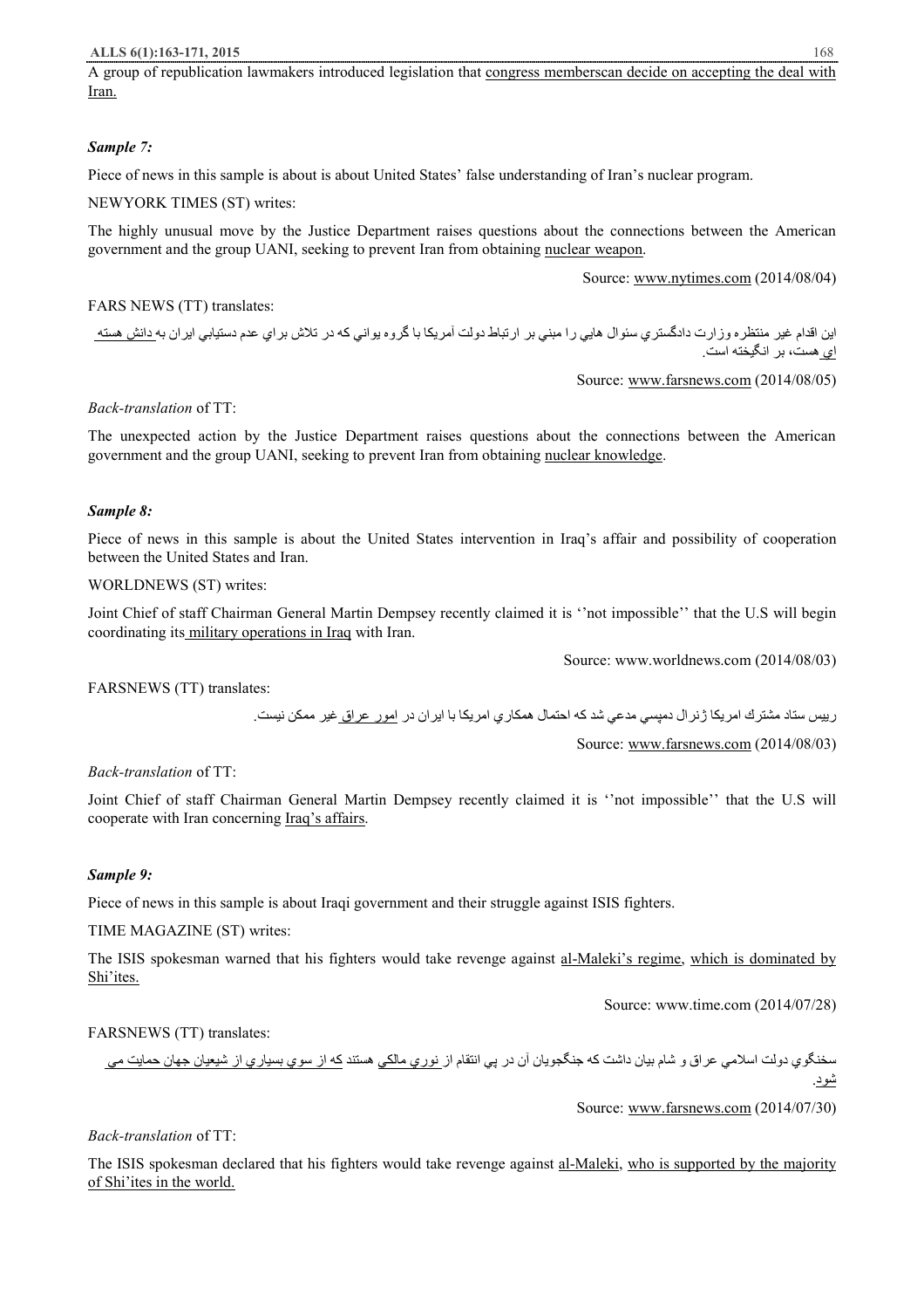A group of republication lawmakers introduced legislation that congress memberscan decide on accepting the deal with Iran.

***Sample 7:***

Piece of news in this sample is about is about United States' false understanding of Iran's nuclear program.

NEWYORK TIMES (ST) writes:

The highly unusual move by the Justice Department raises questions about the connections between the American government and the group UANI, seeking to prevent Iran from obtaining nuclear weapon.

Source: www.nytimes.com (2014/08/04)

FARS NEWS (TT) translates:

اين اقدام غير منتظره وزارت دادگستري سئوال هايي را مبني بر ارتباط دولت آمريكا با گروه يواني كه در تلاش براي عدم دستيابي ايران به دانش هسته اي هست، بر انگيخته است.

Source: www.farsnews.com (2014/08/05)

*Back-translation* of TT:

The unexpected action by the Justice Department raises questions about the connections between the American government and the group UANI, seeking to prevent Iran from obtaining nuclear knowledge.

***Sample 8:***

Piece of news in this sample is about the United States intervention in Iraq's affair and possibility of cooperation between the United States and Iran.

WORLDNEWS (ST) writes:

Joint Chief of staff Chairman General Martin Dempsey recently claimed it is ''not impossible'' that the U.S will begin coordinating its military operations in Iraq with Iran.

Source: www.worldnews.com (2014/08/03)

FARSNEWS (TT) translates:

رييس ستاد مشترك امريكا ژنرال دمپسي مدعي شد كه احتمال همكاري امريكا با ايران در امور عراق غير ممكن نيست.

Source: www.farsnews.com (2014/08/03)

*Back-translation* of TT:

Joint Chief of staff Chairman General Martin Dempsey recently claimed it is ''not impossible'' that the U.S will cooperate with Iran concerning Iraq's affairs.

***Sample 9:***

Piece of news in this sample is about Iraqi government and their struggle against ISIS fighters.

TIME MAGAZINE (ST) writes:

The ISIS spokesman warned that his fighters would take revenge against al-Maleki's regime, which is dominated by Shi'ites.

Source: www.time.com (2014/07/28)

FARSNEWS (TT) translates:

سخنگوي دولت اسلامي عراق و شام بيان داشت كه جنگجويان آن در پي انتقام از نوري مالكي هستند كه از سوي بسياري از شيعيان جهان حمايت مي شود.

Source: www.farsnews.com (2014/07/30)

*Back-translation* of TT:

The ISIS spokesman declared that his fighters would take revenge against al-Maleki, who is supported by the majority of Shi'ites in the world.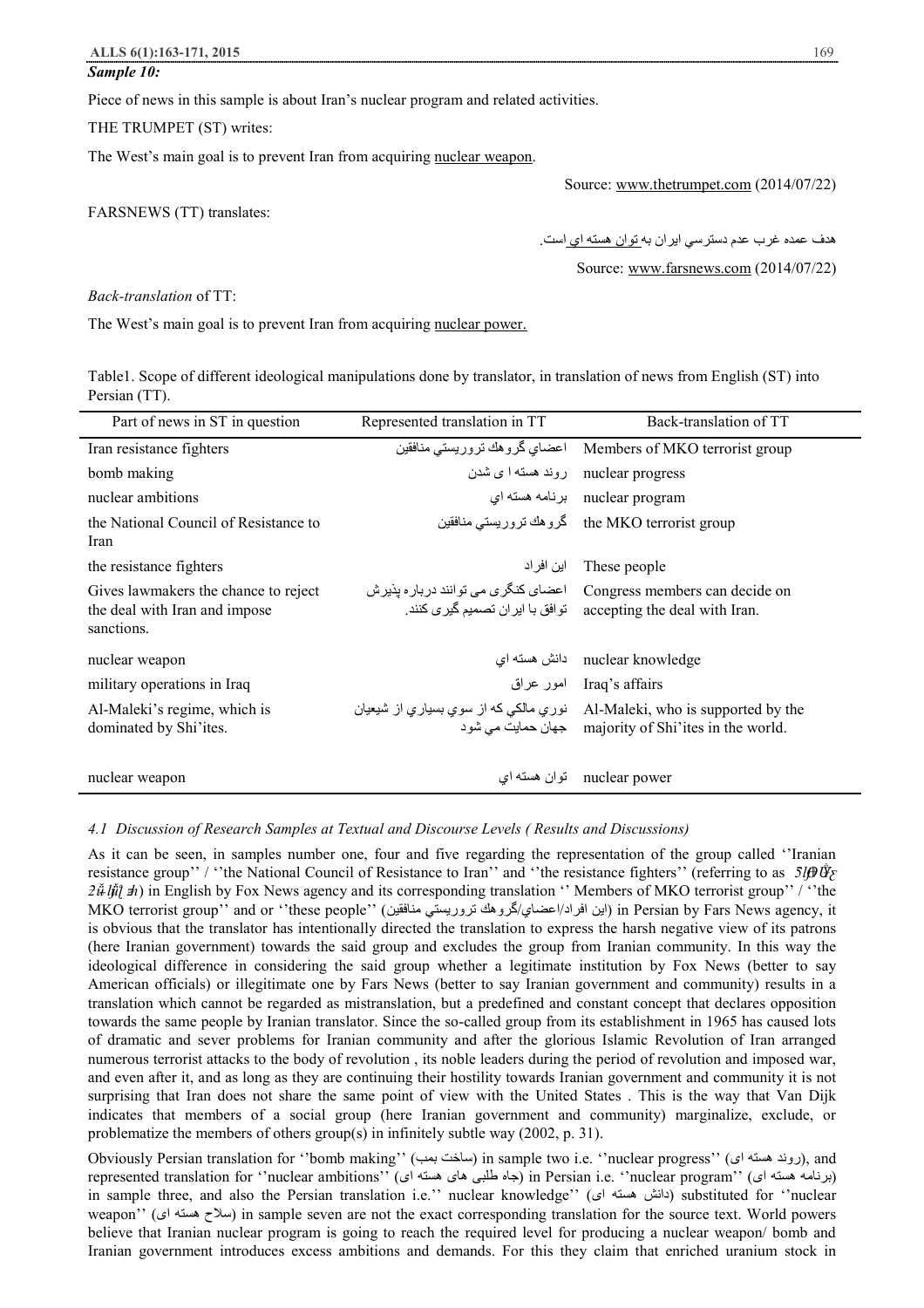*Sample 10:*

Piece of news in this sample is about Iran's nuclear program and related activities.

THE TRUMPET (ST) writes:

The West's main goal is to prevent Iran from acquiring nuclear weapon.

Source: www.thetrumpet.com (2014/07/22)

FARSNEWS (TT) translates:

هدف عمده غرب عدم دسترسي ايران به توان هسته اي است.

Source: www.farsnews.com (2014/07/22)

*Back-translation* of TT:

The West's main goal is to prevent Iran from acquiring nuclear power.

Table1. Scope of different ideological manipulations done by translator, in translation of news from English (ST) into Persian (TT).

| Part of news in ST in question | Represented translation in TT | Back-translation of TT |
|---|---|---|
| Iran resistance fighters | اعضاي گروهك تروريستي منافقين | Members of MKO terrorist group |
| bomb making | روند هسته ا ی شدن | nuclear progress |
| nuclear ambitions | برنامه هسته اي | nuclear program |
| the National Council of Resistance to Iran | گروهك تروريستي منافقين | the MKO terrorist group |
| the resistance fighters | اين افراد | These people |
| Gives lawmakers the chance to reject the deal with Iran and impose sanctions. | اعضای کنگری می توانند درباره پذیرش توافق با ایران تصمیم گیری کنند. | Congress members can decide on accepting the deal with Iran. |
| nuclear weapon | دانش هسته اي | nuclear knowledge |
| military operations in Iraq | امور عراق | Iraq's affairs |
| Al-Maleki's regime, which is dominated by Shi'ites. | نوري مالكي كه از سوي بسياري از شيعيان جهان حمايت مي شود | Al-Maleki, who is supported by the majority of Shi'ites in the world. |
| nuclear weapon | توان هسته اي | nuclear power |

### 4.1 Discussion of Research Samples at Textual and Discourse Levels ( Results and Discussions)

As it can be seen, in samples number one, four and five regarding the representation of the group called ''Iranian resistance group'' / ''the National Council of Resistance to Iran'' and ''the resistance fighters'' (referring to as 5l,0Ūε 2ũ-lñl ±h) in English by Fox News agency and its corresponding translation '' Members of MKO terrorist group'' / ''the MKO terrorist group'' and or ''these people'' (اين افراد/اعضاي/گروهك تروريستي منافقين) in Persian by Fars News agency, it is obvious that the translator has intentionally directed the translation to express the harsh negative view of its patrons (here Iranian government) towards the said group and excludes the group from Iranian community. In this way the ideological difference in considering the said group whether a legitimate institution by Fox News (better to say American officials) or illegitimate one by Fars News (better to say Iranian government and community) results in a translation which cannot be regarded as mistranslation, but a predefined and constant concept that declares opposition towards the same people by Iranian translator. Since the so-called group from its establishment in 1965 has caused lots of dramatic and sever problems for Iranian community and after the glorious Islamic Revolution of Iran arranged numerous terrorist attacks to the body of revolution , its noble leaders during the period of revolution and imposed war, and even after it, and as long as they are continuing their hostility towards Iranian government and community it is not surprising that Iran does not share the same point of view with the United States . This is the way that Van Dijk indicates that members of a social group (here Iranian government and community) marginalize, exclude, or problematize the members of others group(s) in infinitely subtle way (2002, p. 31).

Obviously Persian translation for ''bomb making'' (ساخت بمب) in sample two i.e. ''nuclear progress'' (روند هسته ای), and represented translation for ''nuclear ambitions'' (جاه طلبی های هسته ای) in Persian i.e. ''nuclear program'' (برنامه هسته ای) in sample three, and also the Persian translation i.e.'' nuclear knowledge'' (دانش هسته ای) substituted for ''nuclear weapon'' (سلاح هسته ای) in sample seven are not the exact corresponding translation for the source text. World powers believe that Iranian nuclear program is going to reach the required level for producing a nuclear weapon/ bomb and Iranian government introduces excess ambitions and demands. For this they claim that enriched uranium stock in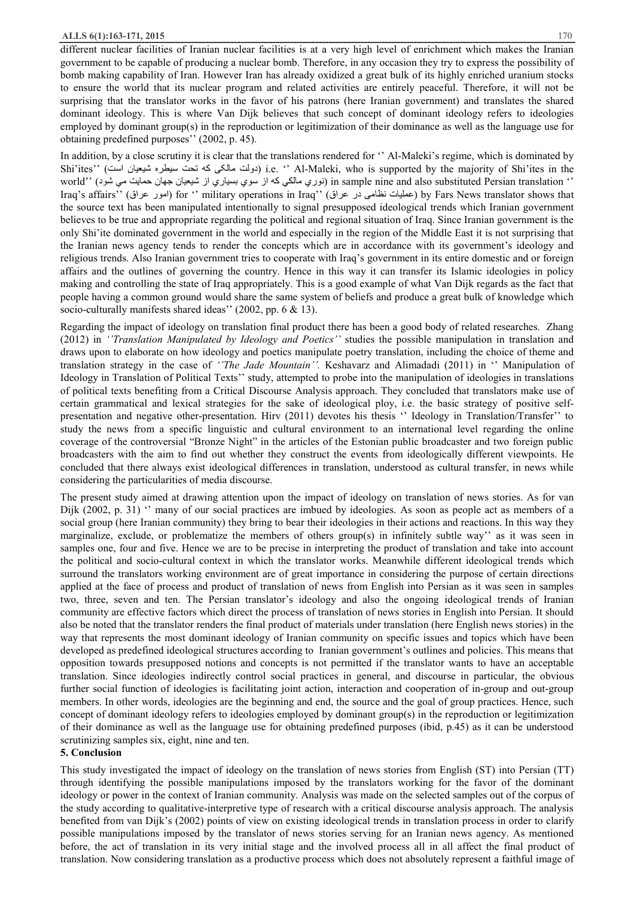different nuclear facilities of Iranian nuclear facilities is at a very high level of enrichment which makes the Iranian government to be capable of producing a nuclear bomb. Therefore, in any occasion they try to express the possibility of bomb making capability of Iran. However Iran has already oxidized a great bulk of its highly enriched uranium stocks to ensure the world that its nuclear program and related activities are entirely peaceful. Therefore, it will not be surprising that the translator works in the favor of his patrons (here Iranian government) and translates the shared dominant ideology. This is where Van Dijk believes that such concept of dominant ideology refers to ideologies employed by dominant group(s) in the reproduction or legitimization of their dominance as well as the language use for obtaining predefined purposes'' (2002, p. 45).

In addition, by a close scrutiny it is clear that the translations rendered for '' Al-Maleki's regime, which is dominated by Shi'ites'' (دولت مالکی که تحت سیطره شیعیان است) i.e. '' Al-Maleki, who is supported by the majority of Shi'ites in the world'' (نوري مالكي كه از سوي بسياري از شيعيان جهان حمايت مي شود) in sample nine and also substituted Persian translation '' Iraq's affairs'' (امور عراق) for '' military operations in Iraq'' (عملیات نظامی در عراق) by Fars News translator shows that the source text has been manipulated intentionally to signal presupposed ideological trends which Iranian government believes to be true and appropriate regarding the political and regional situation of Iraq. Since Iranian government is the only Shi'ite dominated government in the world and especially in the region of the Middle East it is not surprising that the Iranian news agency tends to render the concepts which are in accordance with its government's ideology and religious trends. Also Iranian government tries to cooperate with Iraq's government in its entire domestic and or foreign affairs and the outlines of governing the country. Hence in this way it can transfer its Islamic ideologies in policy making and controlling the state of Iraq appropriately. This is a good example of what Van Dijk regards as the fact that people having a common ground would share the same system of beliefs and produce a great bulk of knowledge which socio-culturally manifests shared ideas'' (2002, pp. 6 & 13).

Regarding the impact of ideology on translation final product there has been a good body of related researches. Zhang (2012) in *''Translation Manipulated by Ideology and Poetics''* studies the possible manipulation in translation and draws upon to elaborate on how ideology and poetics manipulate poetry translation, including the choice of theme and translation strategy in the case of *''The Jade Mountain''*. Keshavarz and Alimadadi (2011) in '' Manipulation of Ideology in Translation of Political Texts'' study, attempted to probe into the manipulation of ideologies in translations of political texts benefiting from a Critical Discourse Analysis approach. They concluded that translators make use of certain grammatical and lexical strategies for the sake of ideological ploy, i.e. the basic strategy of positive self-presentation and negative other-presentation. Hirv (2011) devotes his thesis '' Ideology in Translation/Transfer'' to study the news from a specific linguistic and cultural environment to an international level regarding the online coverage of the controversial "Bronze Night" in the articles of the Estonian public broadcaster and two foreign public broadcasters with the aim to find out whether they construct the events from ideologically different viewpoints. He concluded that there always exist ideological differences in translation, understood as cultural transfer, in news while considering the particularities of media discourse.

The present study aimed at drawing attention upon the impact of ideology on translation of news stories. As for van Dijk (2002, p. 31) '' many of our social practices are imbued by ideologies. As soon as people act as members of a social group (here Iranian community) they bring to bear their ideologies in their actions and reactions. In this way they marginalize, exclude, or problematize the members of others group(s) in infinitely subtle way'' as it was seen in samples one, four and five. Hence we are to be precise in interpreting the product of translation and take into account the political and socio-cultural context in which the translator works. Meanwhile different ideological trends which surround the translators working environment are of great importance in considering the purpose of certain directions applied at the face of process and product of translation of news from English into Persian as it was seen in samples two, three, seven and ten. The Persian translator's ideology and also the ongoing ideological trends of Iranian community are effective factors which direct the process of translation of news stories in English into Persian. It should also be noted that the translator renders the final product of materials under translation (here English news stories) in the way that represents the most dominant ideology of Iranian community on specific issues and topics which have been developed as predefined ideological structures according to Iranian government's outlines and policies. This means that opposition towards presupposed notions and concepts is not permitted if the translator wants to have an acceptable translation. Since ideologies indirectly control social practices in general, and discourse in particular, the obvious further social function of ideologies is facilitating joint action, interaction and cooperation of in-group and out-group members. In other words, ideologies are the beginning and end, the source and the goal of group practices. Hence, such concept of dominant ideology refers to ideologies employed by dominant group(s) in the reproduction or legitimization of their dominance as well as the language use for obtaining predefined purposes (ibid, p.45) as it can be understood scrutinizing samples six, eight, nine and ten.

## 5. Conclusion

This study investigated the impact of ideology on the translation of news stories from English (ST) into Persian (TT) through identifying the possible manipulations imposed by the translators working for the favor of the dominant ideology or power in the context of Iranian community. Analysis was made on the selected samples out of the corpus of the study according to qualitative-interpretive type of research with a critical discourse analysis approach. The analysis benefited from van Dijk's (2002) points of view on existing ideological trends in translation process in order to clarify possible manipulations imposed by the translator of news stories serving for an Iranian news agency. As mentioned before, the act of translation in its very initial stage and the involved process all in all affect the final product of translation. Now considering translation as a productive process which does not absolutely represent a faithful image of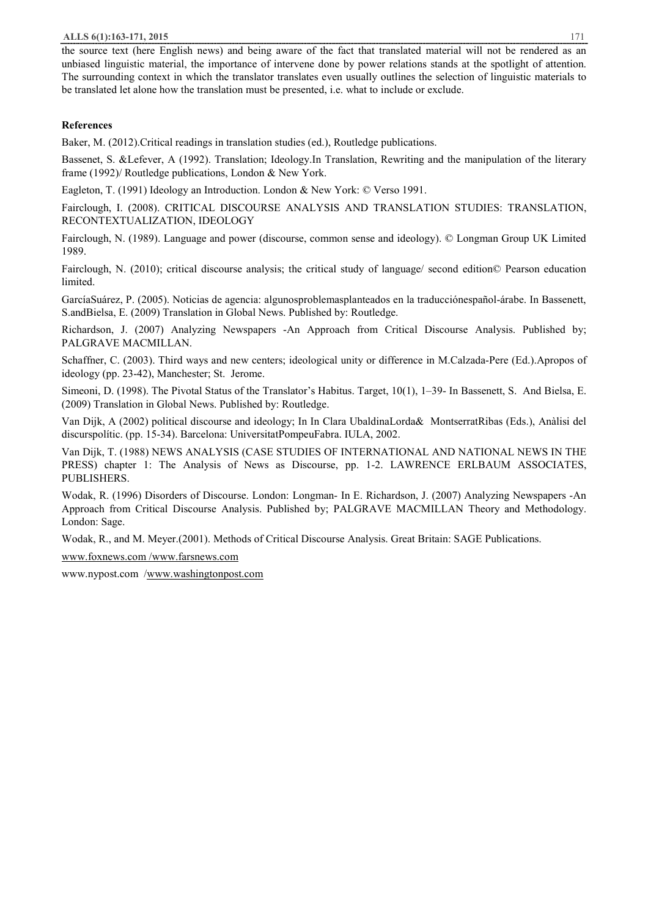the source text (here English news) and being aware of the fact that translated material will not be rendered as an unbiased linguistic material, the importance of intervene done by power relations stands at the spotlight of attention. The surrounding context in which the translator translates even usually outlines the selection of linguistic materials to be translated let alone how the translation must be presented, i.e. what to include or exclude.

## References

Baker, M. (2012).Critical readings in translation studies (ed.), Routledge publications.

Bassenet, S. &Lefever, A (1992). Translation; Ideology.In Translation, Rewriting and the manipulation of the literary frame (1992)/ Routledge publications, London & New York.

Eagleton, T. (1991) Ideology an Introduction. London & New York: © Verso 1991.

Fairclough, I. (2008). CRITICAL DISCOURSE ANALYSIS AND TRANSLATION STUDIES: TRANSLATION, RECONTEXTUALIZATION, IDEOLOGY

Fairclough, N. (1989). Language and power (discourse, common sense and ideology). © Longman Group UK Limited 1989.

Fairclough, N. (2010); critical discourse analysis; the critical study of language/ second edition© Pearson education limited.

GarcíaSuárez, P. (2005). Noticias de agencia: algunosproblemasplanteados en la traducciónespañol-árabe. In Bassenett, S.andBielsa, E. (2009) Translation in Global News. Published by: Routledge.

Richardson, J. (2007) Analyzing Newspapers -An Approach from Critical Discourse Analysis. Published by; PALGRAVE MACMILLAN.

Schaffner, C. (2003). Third ways and new centers; ideological unity or difference in M.Calzada-Pere (Ed.).Apropos of ideology (pp. 23-42), Manchester; St. Jerome.

Simeoni, D. (1998). The Pivotal Status of the Translator's Habitus. Target, 10(1), 1–39- In Bassenett, S. And Bielsa, E. (2009) Translation in Global News. Published by: Routledge.

Van Dijk, A (2002) political discourse and ideology; In In Clara UbaldinaLorda& MontserratRibas (Eds.), Anàlisi del discurspolític. (pp. 15-34). Barcelona: UniversitatPompeuFabra. IULA, 2002.

Van Dijk, T. (1988) NEWS ANALYSIS (CASE STUDIES OF INTERNATIONAL AND NATIONAL NEWS IN THE PRESS) chapter 1: The Analysis of News as Discourse, pp. 1-2. LAWRENCE ERLBAUM ASSOCIATES, PUBLISHERS.

Wodak, R. (1996) Disorders of Discourse. London: Longman- In E. Richardson, J. (2007) Analyzing Newspapers -An Approach from Critical Discourse Analysis. Published by; PALGRAVE MACMILLAN Theory and Methodology. London: Sage.

Wodak, R., and M. Meyer.(2001). Methods of Critical Discourse Analysis. Great Britain: SAGE Publications.

www.foxnews.com /www.farsnews.com

www.nypost.com /www.washingtonpost.com